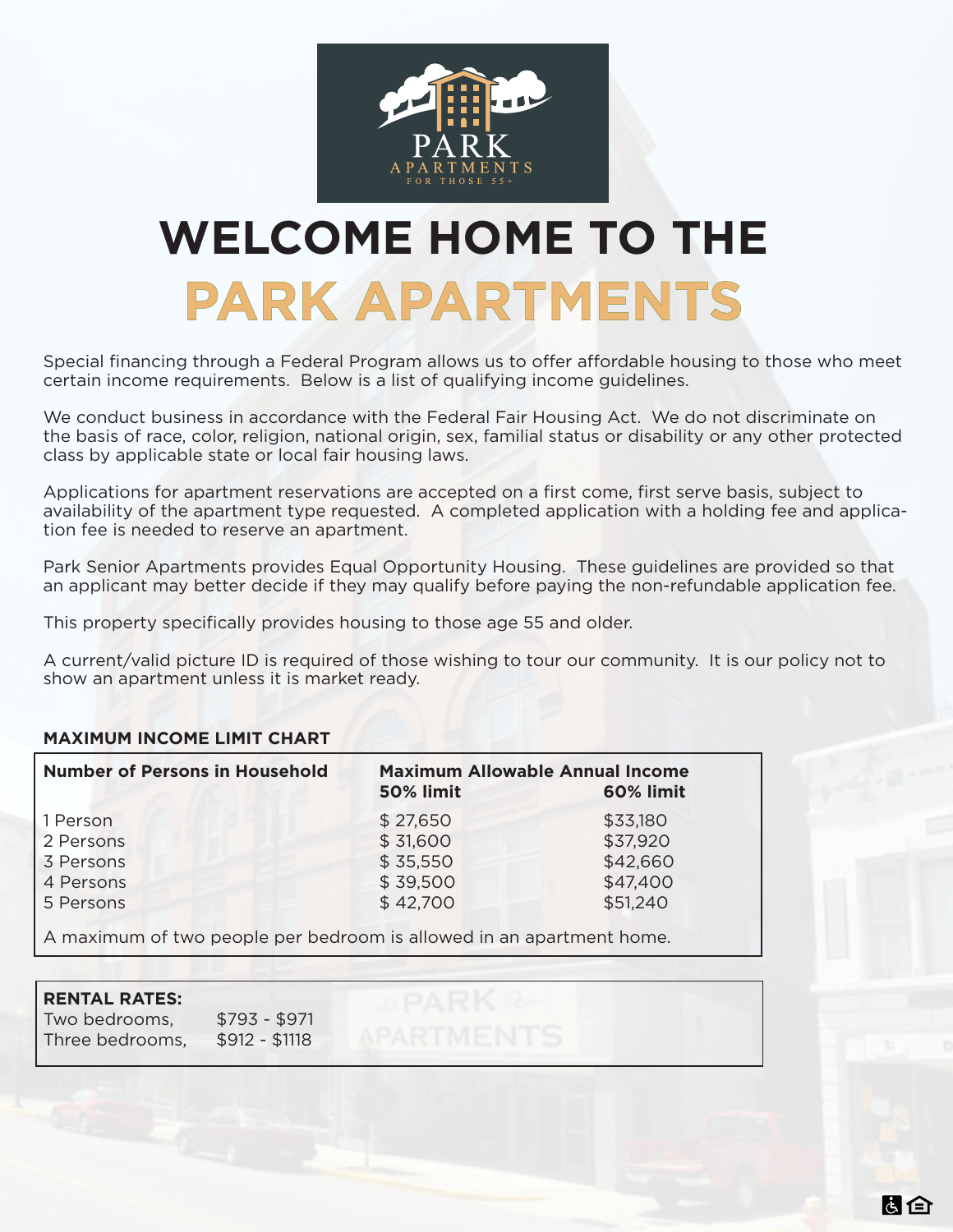# WELCOME HOME TO THE PARK APARTMENTS

Special financing through a Federal Program allows us to offer affordable housing to those who meet certain income requirements. Below is a list of qualifying income guidelines.

We conduct business in accordance with the Federal Fair Housing Act. We do not discriminate on the basis of race, color, religion, national origin, sex, familial status or disability or any other protected class by applicable state or local fair housing laws.

Applications for apartment reservations are accepted on a first come, first serve basis, subject to availability of the apartment type requested. A completed application with a holding fee and application fee is needed to reserve an apartment.

Park Senior Apartments provides Equal Opportunity Housing. These guidelines are provided so that an applicant may better decide if they may qualify before paying the non-refundable application fee.

This property specifically provides housing to those age 55 and older.

A current/valid picture ID is required of those wishing to tour our community. It is our policy not to show an apartment unless it is market ready.

**MAXIMUM INCOME LIMIT CHART**

| Number of Persons in Household | Maximum Allowable Annual Income 50% limit | 60% limit |
|---|---|---|
| 1 Person | $ 27,650 | $33,180 |
| 2 Persons | $ 31,600 | $37,920 |
| 3 Persons | $ 35,550 | $42,660 |
| 4 Persons | $ 39,500 | $47,400 |
| 5 Persons | $ 42,700 | $51,240 |

A maximum of two people per bedroom is allowed in an apartment home.

**RENTAL RATES:**

| | |
|---|---|
| Two bedrooms, | $793 - $971 |
| Three bedrooms, | $912 - $1118 |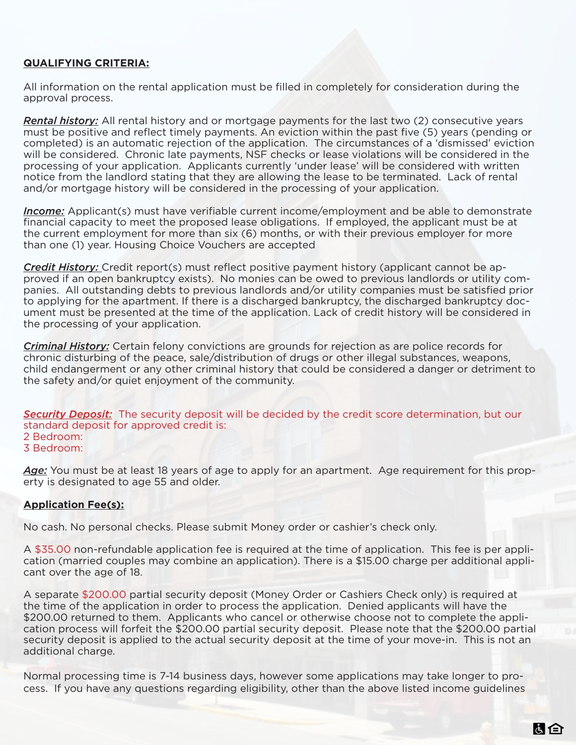**QUALIFYING CRITERIA:**

All information on the rental application must be filled in completely for consideration during the approval process.

***Rental history:*** All rental history and or mortgage payments for the last two (2) consecutive years must be positive and reflect timely payments. An eviction within the past five (5) years (pending or completed) is an automatic rejection of the application. The circumstances of a 'dismissed' eviction will be considered. Chronic late payments, NSF checks or lease violations will be considered in the processing of your application. Applicants currently 'under lease' will be considered with written notice from the landlord stating that they are allowing the lease to be terminated. Lack of rental and/or mortgage history will be considered in the processing of your application.

***Income:*** Applicant(s) must have verifiable current income/employment and be able to demonstrate financial capacity to meet the proposed lease obligations. If employed, the applicant must be at the current employment for more than six (6) months, or with their previous employer for more than one (1) year. Housing Choice Vouchers are accepted

***Credit History:*** Credit report(s) must reflect positive payment history (applicant cannot be approved if an open bankruptcy exists). No monies can be owed to previous landlords or utility companies. All outstanding debts to previous landlords and/or utility companies must be satisfied prior to applying for the apartment. If there is a discharged bankruptcy, the discharged bankruptcy document must be presented at the time of the application. Lack of credit history will be considered in the processing of your application.

***Criminal History:*** Certain felony convictions are grounds for rejection as are police records for chronic disturbing of the peace, sale/distribution of drugs or other illegal substances, weapons, child endangerment or any other criminal history that could be considered a danger or detriment to the safety and/or quiet enjoyment of the community.

***Security Deposit:*** The security deposit will be decided by the credit score determination, but our standard deposit for approved credit is:
2 Bedroom:
3 Bedroom:

***Age:*** You must be at least 18 years of age to apply for an apartment. Age requirement for this property is designated to age 55 and older.

**Application Fee(s):**

No cash. No personal checks. Please submit Money order or cashier's check only.

A $35.00 non-refundable application fee is required at the time of application. This fee is per application (married couples may combine an application). There is a $15.00 charge per additional applicant over the age of 18.

A separate $200.00 partial security deposit (Money Order or Cashiers Check only) is required at the time of the application in order to process the application. Denied applicants will have the $200.00 returned to them. Applicants who cancel or otherwise choose not to complete the application process will forfeit the $200.00 partial security deposit. Please note that the $200.00 partial security deposit is applied to the actual security deposit at the time of your move-in. This is not an additional charge.

Normal processing time is 7-14 business days, however some applications may take longer to process. If you have any questions regarding eligibility, other than the above listed income guidelines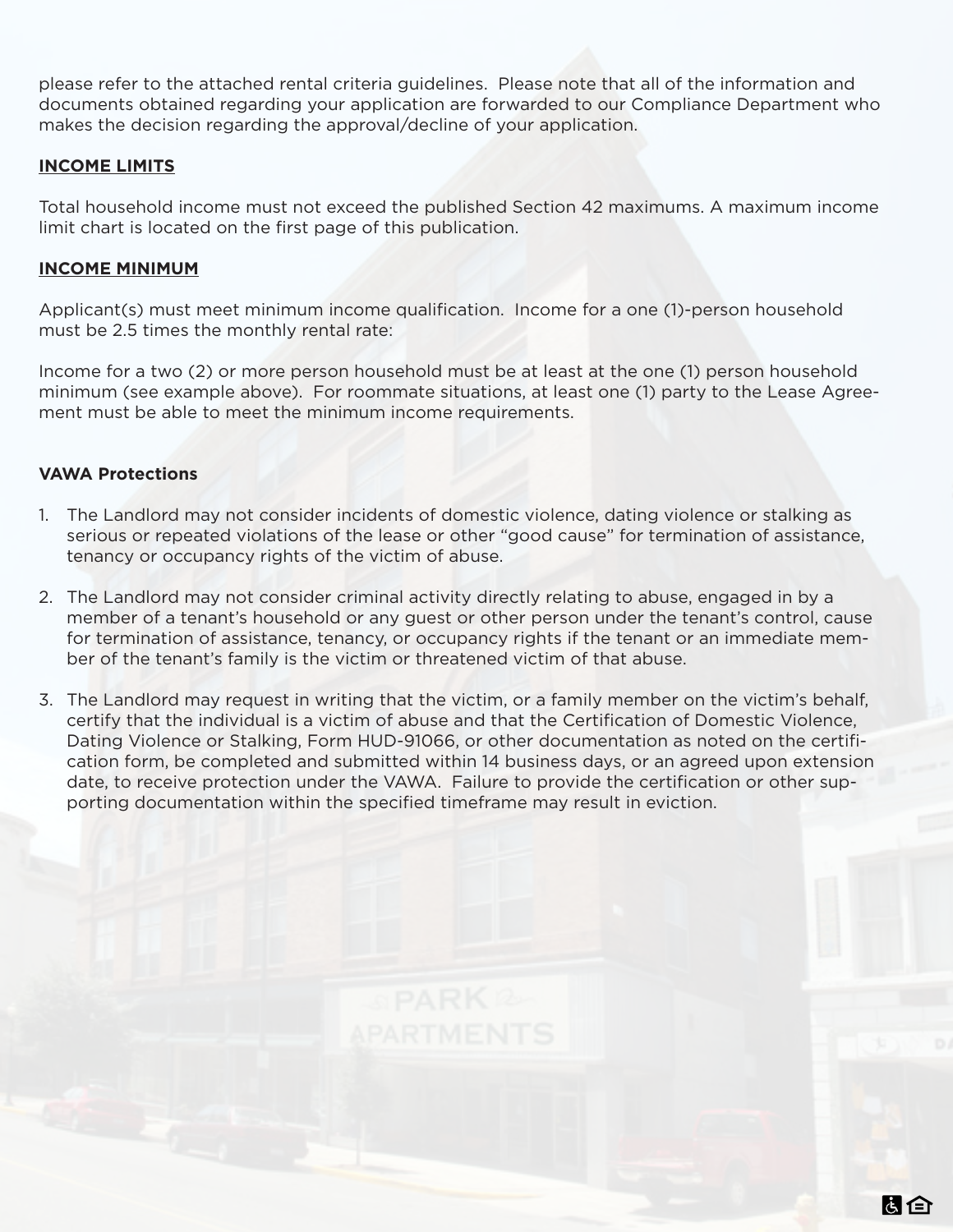please refer to the attached rental criteria guidelines.  Please note that all of the information and documents obtained regarding your application are forwarded to our Compliance Department who makes the decision regarding the approval/decline of your application.

**INCOME LIMITS**

Total household income must not exceed the published Section 42 maximums. A maximum income limit chart is located on the first page of this publication.

**INCOME MINIMUM**

Applicant(s) must meet minimum income qualification.  Income for a one (1)-person household must be 2.5 times the monthly rental rate:

Income for a two (2) or more person household must be at least at the one (1) person household minimum (see example above).  For roommate situations, at least one (1) party to the Lease Agreement must be able to meet the minimum income requirements.

**VAWA Protections**

1. The Landlord may not consider incidents of domestic violence, dating violence or stalking as serious or repeated violations of the lease or other "good cause" for termination of assistance, tenancy or occupancy rights of the victim of abuse.
2. The Landlord may not consider criminal activity directly relating to abuse, engaged in by a member of a tenant's household or any guest or other person under the tenant's control, cause for termination of assistance, tenancy, or occupancy rights if the tenant or an immediate member of the tenant's family is the victim or threatened victim of that abuse.
3. The Landlord may request in writing that the victim, or a family member on the victim's behalf, certify that the individual is a victim of abuse and that the Certification of Domestic Violence, Dating Violence or Stalking, Form HUD-91066, or other documentation as noted on the certification form, be completed and submitted within 14 business days, or an agreed upon extension date, to receive protection under the VAWA.  Failure to provide the certification or other supporting documentation within the specified timeframe may result in eviction.